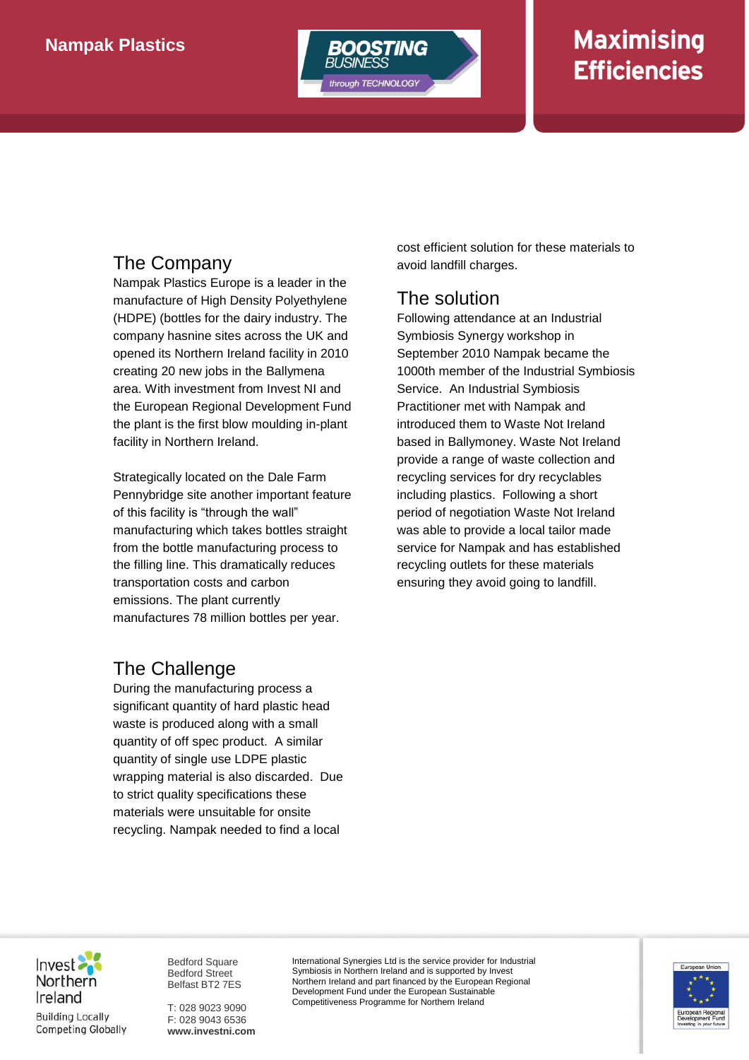# Nampak Plastics

**BOOSTING BUSINESS** *through TECHNOLOGY*

# Maximising Efficiencies

## The Company

Nampak Plastics Europe is a leader in the manufacture of High Density Polyethylene (HDPE) (bottles for the dairy industry. The company hasnine sites across the UK and opened its Northern Ireland facility in 2010 creating 20 new jobs in the Ballymena area. With investment from Invest NI and the European Regional Development Fund the plant is the first blow moulding in-plant facility in Northern Ireland.

Strategically located on the Dale Farm Pennybridge site another important feature of this facility is "through the wall" manufacturing which takes bottles straight from the bottle manufacturing process to the filling line. This dramatically reduces transportation costs and carbon emissions. The plant currently manufactures 78 million bottles per year.

## The Challenge

During the manufacturing process a significant quantity of hard plastic head waste is produced along with a small quantity of off spec product. A similar quantity of single use LDPE plastic wrapping material is also discarded. Due to strict quality specifications these materials were unsuitable for onsite recycling. Nampak needed to find a local cost efficient solution for these materials to avoid landfill charges.

## The solution

Following attendance at an Industrial Symbiosis Synergy workshop in September 2010 Nampak became the 1000th member of the Industrial Symbiosis Service. An Industrial Symbiosis Practitioner met with Nampak and introduced them to Waste Not Ireland based in Ballymoney. Waste Not Ireland provide a range of waste collection and recycling services for dry recyclables including plastics. Following a short period of negotiation Waste Not Ireland was able to provide a local tailor made service for Nampak and has established recycling outlets for these materials ensuring they avoid going to landfill.

Invest Northern Ireland
Building Locally
Competing Globally

Bedford Square
Bedford Street
Belfast BT2 7ES

T: 028 9023 9090
F: 028 9043 6536
**www.investni.com**

International Synergies Ltd is the service provider for Industrial Symbiosis in Northern Ireland and is supported by Invest Northern Ireland and part financed by the European Regional Development Fund under the European Sustainable Competitiveness Programme for Northern Ireland

European Union
European Regional Development Fund
Investing in your future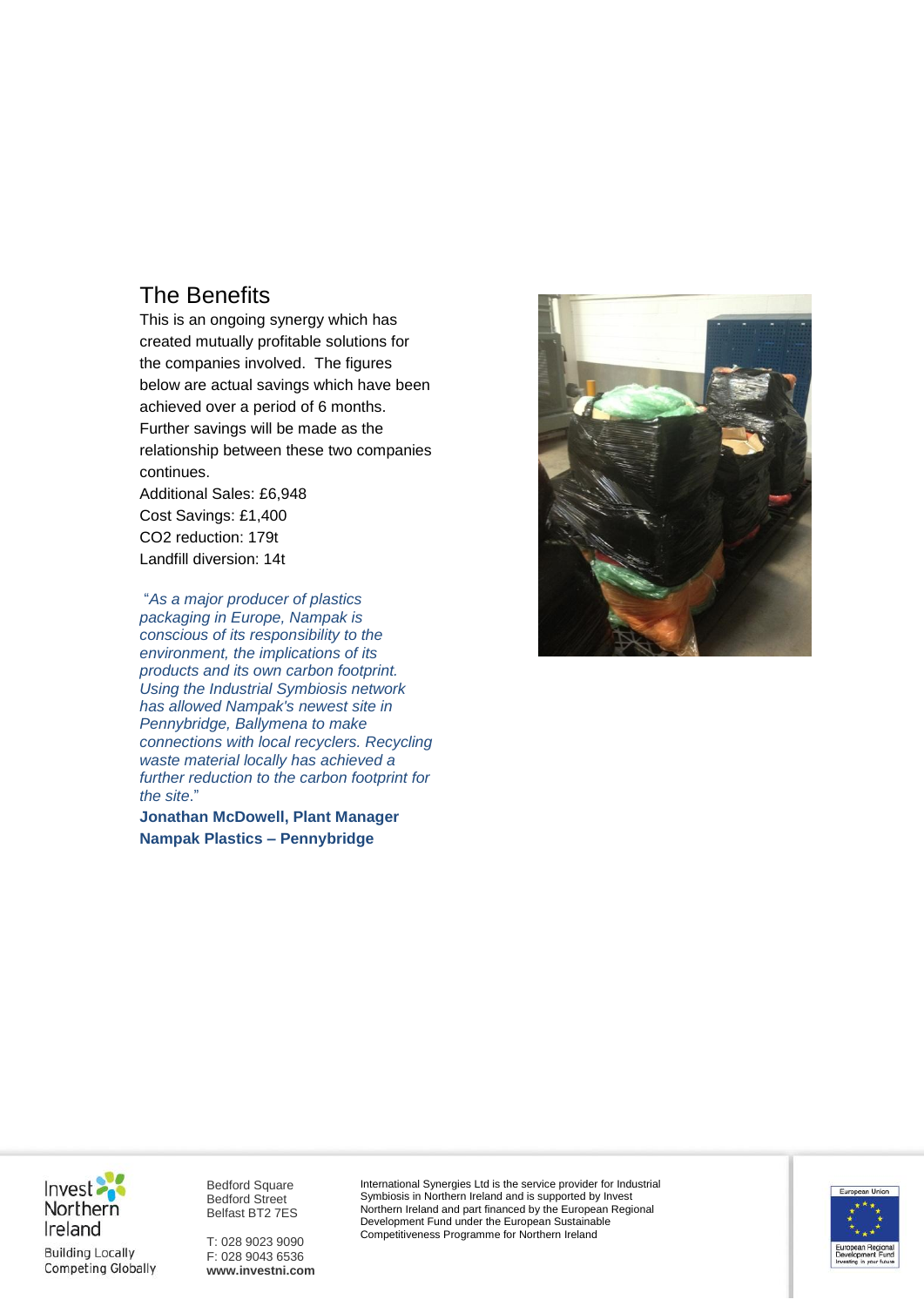## The Benefits

This is an ongoing synergy which has created mutually profitable solutions for the companies involved. The figures below are actual savings which have been achieved over a period of 6 months. Further savings will be made as the relationship between these two companies continues.

Additional Sales: £6,948
Cost Savings: £1,400
$CO_2$ reduction: 179t
Landfill diversion: 14t

*"As a major producer of plastics packaging in Europe, Nampak is conscious of its responsibility to the environment, the implications of its products and its own carbon footprint. Using the Industrial Symbiosis network has allowed Nampak's newest site in Pennybridge, Ballymena to make connections with local recyclers. Recycling waste material locally has achieved a further reduction to the carbon footprint for the site."*

**Jonathan McDowell, Plant Manager**
**Nampak Plastics – Pennybridge**

Invest Northern Ireland
Building Locally
Competing Globally

Bedford Square
Bedford Street
Belfast BT2 7ES

T: 028 9023 9090
F: 028 9043 6536
**www.investni.com**

International Synergies Ltd is the service provider for Industrial Symbiosis in Northern Ireland and is supported by Invest Northern Ireland and part financed by the European Regional Development Fund under the European Sustainable Competitiveness Programme for Northern Ireland

European Union
European Regional Development Fund
Investing in your future